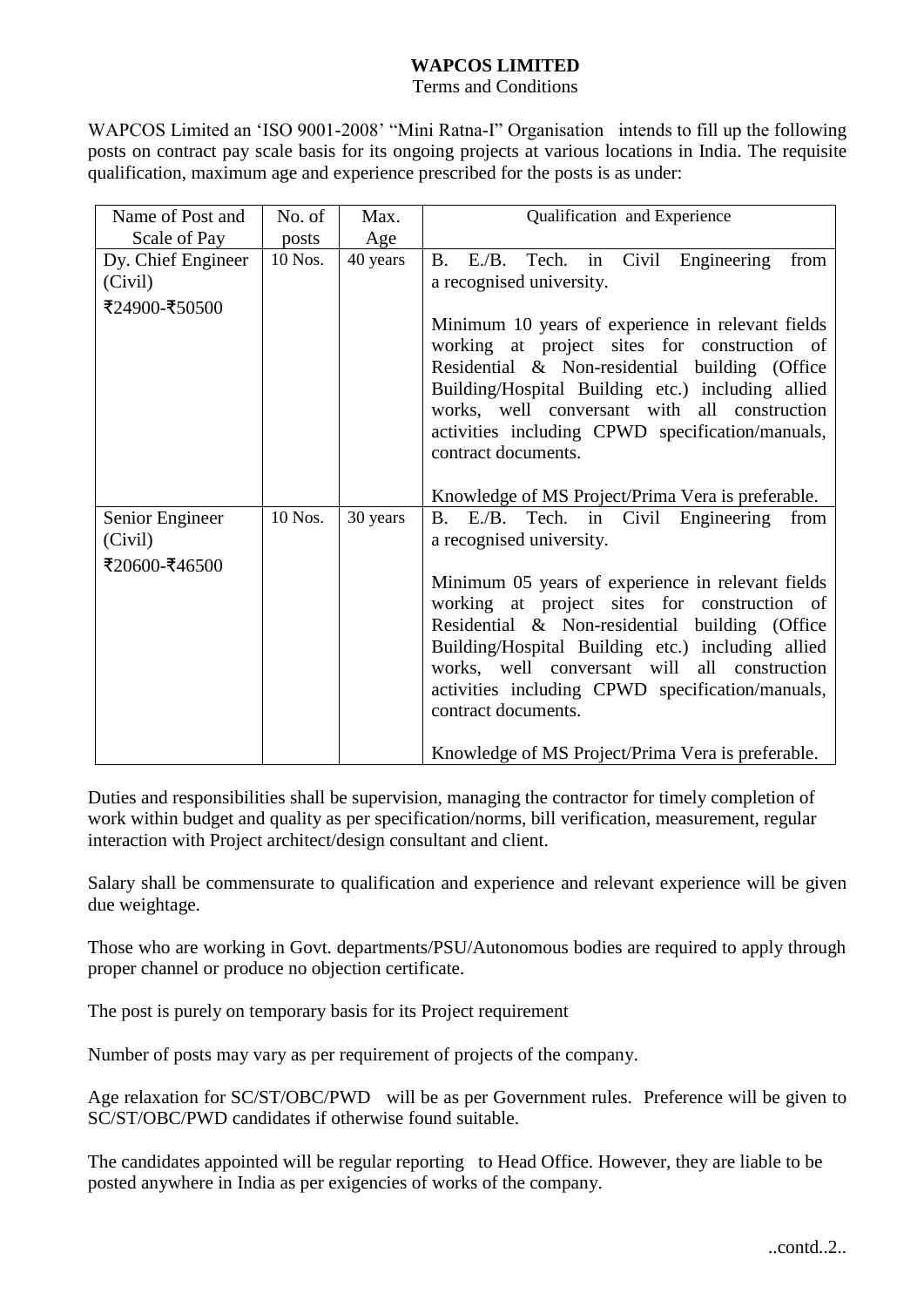# WAPCOS LIMITED

Terms and Conditions

WAPCOS Limited an 'ISO 9001-2008' "Mini Ratna-I" Organisation intends to fill up the following posts on contract pay scale basis for its ongoing projects at various locations in India. The requisite qualification, maximum age and experience prescribed for the posts is as under:

| Name of Post and Scale of Pay | No. of posts | Max. Age | Qualification and Experience |
|---|---|---|---|
| Dy. Chief Engineer (Civil)<br>₹24900-₹50500 | 10 Nos. | 40 years | B. E./B. Tech. in Civil Engineering from a recognised university.<br><br>Minimum 10 years of experience in relevant fields working at project sites for construction of Residential & Non-residential building (Office Building/Hospital Building etc.) including allied works, well conversant with all construction activities including CPWD specification/manuals, contract documents.<br><br>Knowledge of MS Project/Prima Vera is preferable. |
| Senior Engineer (Civil)<br>₹20600-₹46500 | 10 Nos. | 30 years | B. E./B. Tech. in Civil Engineering from a recognised university.<br><br>Minimum 05 years of experience in relevant fields working at project sites for construction of Residential & Non-residential building (Office Building/Hospital Building etc.) including allied works, well conversant will all construction activities including CPWD specification/manuals, contract documents.<br><br>Knowledge of MS Project/Prima Vera is preferable. |

Duties and responsibilities shall be supervision, managing the contractor for timely completion of work within budget and quality as per specification/norms, bill verification, measurement, regular interaction with Project architect/design consultant and client.

Salary shall be commensurate to qualification and experience and relevant experience will be given due weightage.

Those who are working in Govt. departments/PSU/Autonomous bodies are required to apply through proper channel or produce no objection certificate.

The post is purely on temporary basis for its Project requirement

Number of posts may vary as per requirement of projects of the company.

Age relaxation for SC/ST/OBC/PWD will be as per Government rules. Preference will be given to SC/ST/OBC/PWD candidates if otherwise found suitable.

The candidates appointed will be regular reporting to Head Office. However, they are liable to be posted anywhere in India as per exigencies of works of the company.

..contd..2..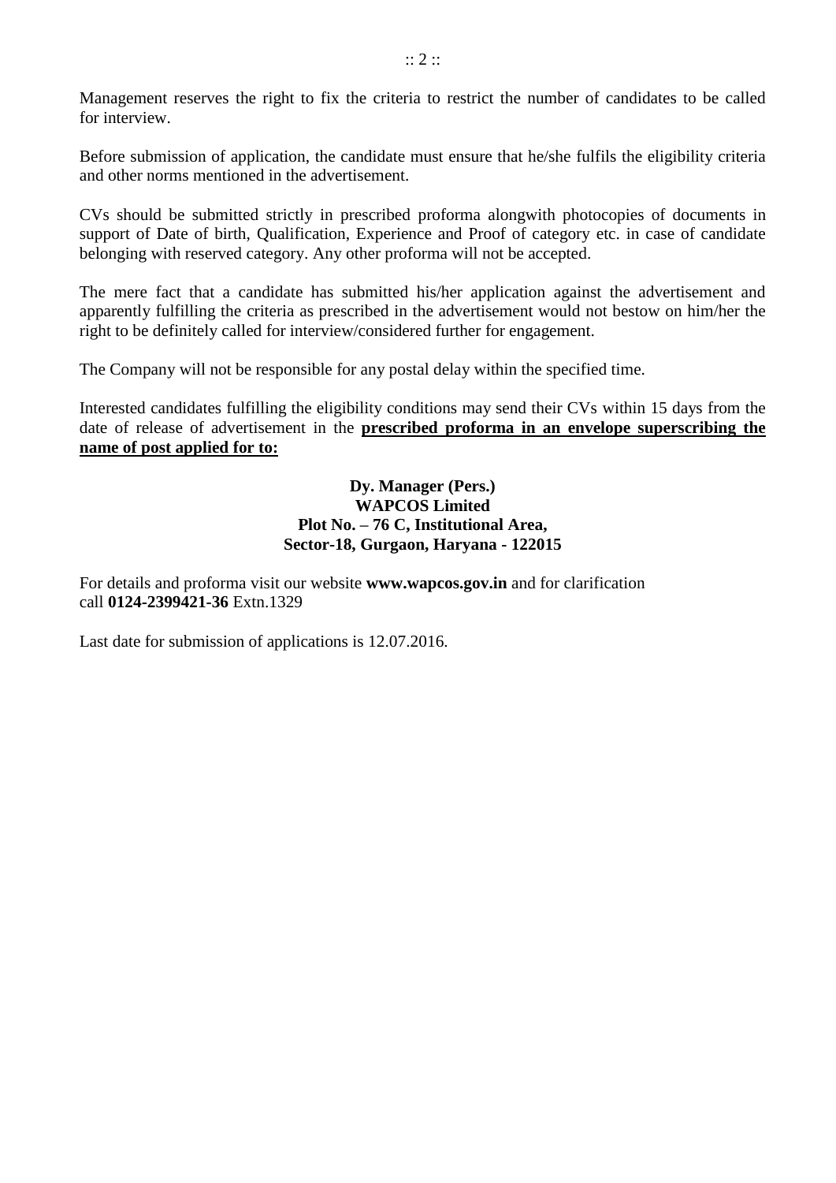Management reserves the right to fix the criteria to restrict the number of candidates to be called for interview.

Before submission of application, the candidate must ensure that he/she fulfils the eligibility criteria and other norms mentioned in the advertisement.

CVs should be submitted strictly in prescribed proforma alongwith photocopies of documents in support of Date of birth, Qualification, Experience and Proof of category etc. in case of candidate belonging with reserved category. Any other proforma will not be accepted.

The mere fact that a candidate has submitted his/her application against the advertisement and apparently fulfilling the criteria as prescribed in the advertisement would not bestow on him/her the right to be definitely called for interview/considered further for engagement.

The Company will not be responsible for any postal delay within the specified time.

Interested candidates fulfilling the eligibility conditions may send their CVs within 15 days from the date of release of advertisement in the **prescribed proforma in an envelope superscribing the name of post applied for to:**

**Dy. Manager (Pers.)**
**WAPCOS Limited**
**Plot No. – 76 C, Institutional Area,**
**Sector-18, Gurgaon, Haryana - 122015**

For details and proforma visit our website **www.wapcos.gov.in** and for clarification call **0124-2399421-36** Extn.1329

Last date for submission of applications is 12.07.2016.